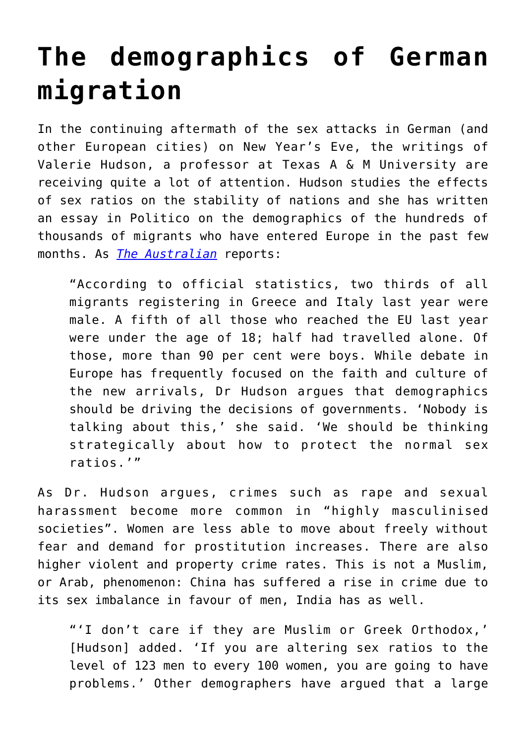# The demographics of German migration

In the continuing aftermath of the sex attacks in German (and other European cities) on New Year's Eve, the writings of Valerie Hudson, a professor at Texas A & M University are receiving quite a lot of attention. Hudson studies the effects of sex ratios on the stability of nations and she has written an essay in Politico on the demographics of the hundreds of thousands of migrants who have entered Europe in the past few months. As *The Australian* reports:

> "According to official statistics, two thirds of all migrants registering in Greece and Italy last year were male. A fifth of all those who reached the EU last year were under the age of 18; half had travelled alone. Of those, more than 90 per cent were boys. While debate in Europe has frequently focused on the faith and culture of the new arrivals, Dr Hudson argues that demographics should be driving the decisions of governments. 'Nobody is talking about this,' she said. 'We should be thinking strategically about how to protect the normal sex ratios.'"

As Dr. Hudson argues, crimes such as rape and sexual harassment become more common in "highly masculinised societies". Women are less able to move about freely without fear and demand for prostitution increases. There are also higher violent and property crime rates. This is not a Muslim, or Arab, phenomenon: China has suffered a rise in crime due to its sex imbalance in favour of men, India has as well.

> "'I don't care if they are Muslim or Greek Orthodox,' [Hudson] added. 'If you are altering sex ratios to the level of 123 men to every 100 women, you are going to have problems.' Other demographers have argued that a large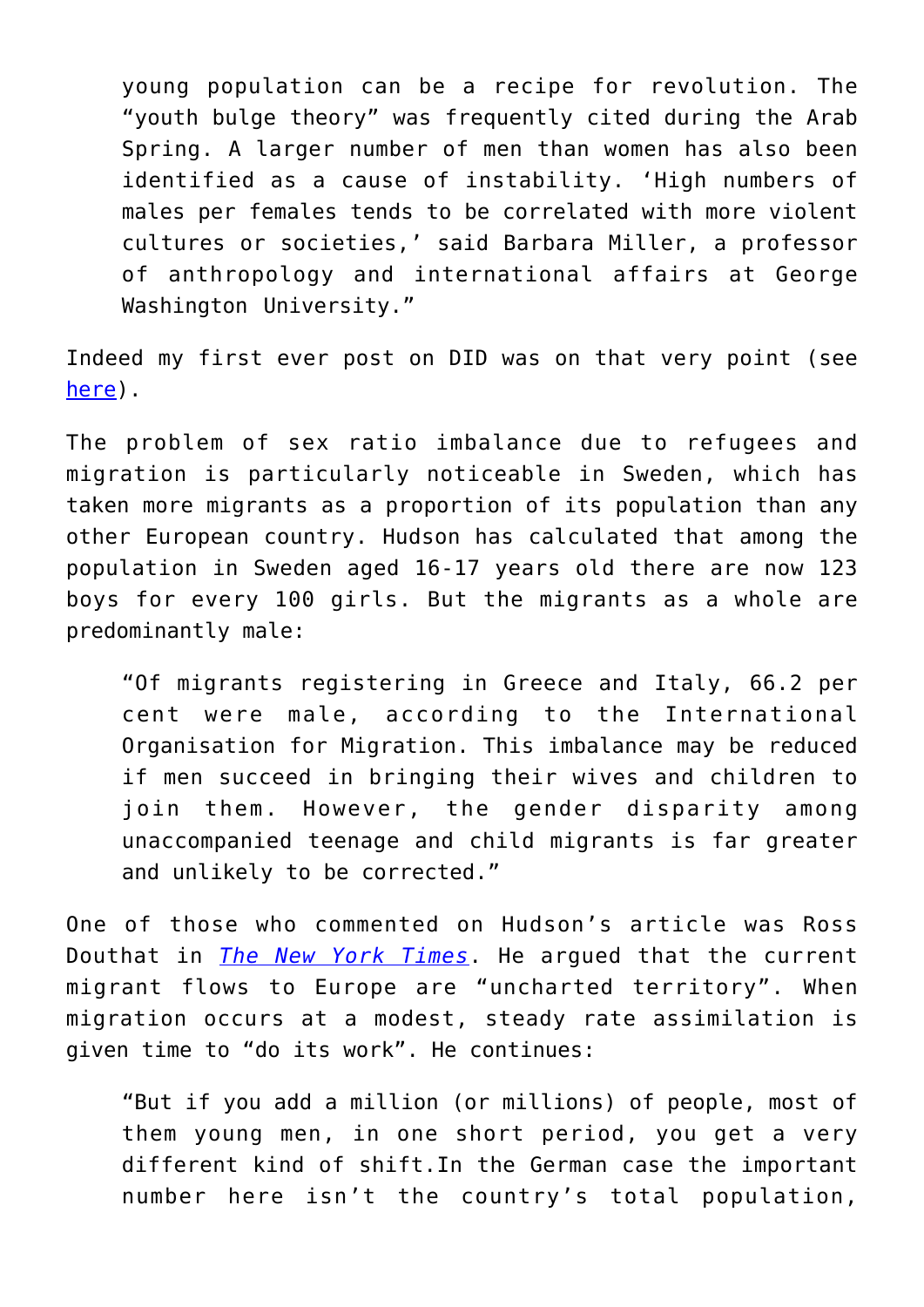> young population can be a recipe for revolution. The "youth bulge theory" was frequently cited during the Arab Spring. A larger number of men than women has also been identified as a cause of instability. 'High numbers of males per females tends to be correlated with more violent cultures or societies,' said Barbara Miller, a professor of anthropology and international affairs at George Washington University."

Indeed my first ever post on DID was on that very point (see [here](here)).

The problem of sex ratio imbalance due to refugees and migration is particularly noticeable in Sweden, which has taken more migrants as a proportion of its population than any other European country. Hudson has calculated that among the population in Sweden aged 16-17 years old there are now 123 boys for every 100 girls. But the migrants as a whole are predominantly male:

> "Of migrants registering in Greece and Italy, 66.2 per cent were male, according to the International Organisation for Migration. This imbalance may be reduced if men succeed in bringing their wives and children to join them. However, the gender disparity among unaccompanied teenage and child migrants is far greater and unlikely to be corrected."

One of those who commented on Hudson's article was Ross Douthat in [*The New York Times*](The New York Times). He argued that the current migrant flows to Europe are "uncharted territory". When migration occurs at a modest, steady rate assimilation is given time to "do its work". He continues:

> "But if you add a million (or millions) of people, most of them young men, in one short period, you get a very different kind of shift.In the German case the important number here isn't the country's total population,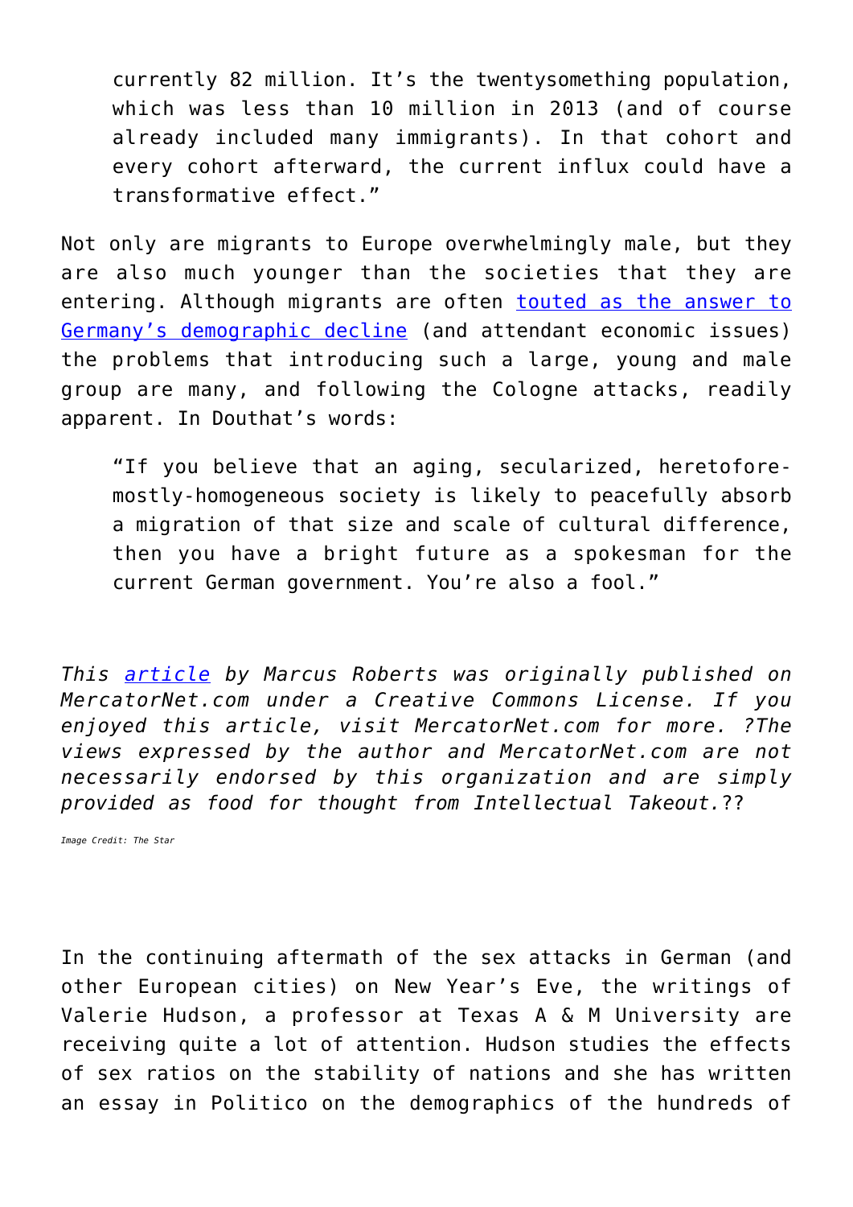> currently 82 million. It’s the twentysomething population, which was less than 10 million in 2013 (and of course already included many immigrants). In that cohort and every cohort afterward, the current influx could have a transformative effect.”

Not only are migrants to Europe overwhelmingly male, but they are also much younger than the societies that they are entering. Although migrants are often touted as the answer to Germany’s demographic decline (and attendant economic issues) the problems that introducing such a large, young and male group are many, and following the Cologne attacks, readily apparent. In Douthat’s words:

> “If you believe that an aging, secularized, heretofore-mostly-homogeneous society is likely to peacefully absorb a migration of that size and scale of cultural difference, then you have a bright future as a spokesman for the current German government. You’re also a fool.”

*This article by Marcus Roberts was originally published on MercatorNet.com under a Creative Commons License. If you enjoyed this article, visit MercatorNet.com for more. ?The views expressed by the author and MercatorNet.com are not necessarily endorsed by this organization and are simply provided as food for thought from Intellectual Takeout.*??

*Image Credit: The Star*

In the continuing aftermath of the sex attacks in German (and other European cities) on New Year’s Eve, the writings of Valerie Hudson, a professor at Texas A & M University are receiving quite a lot of attention. Hudson studies the effects of sex ratios on the stability of nations and she has written an essay in Politico on the demographics of the hundreds of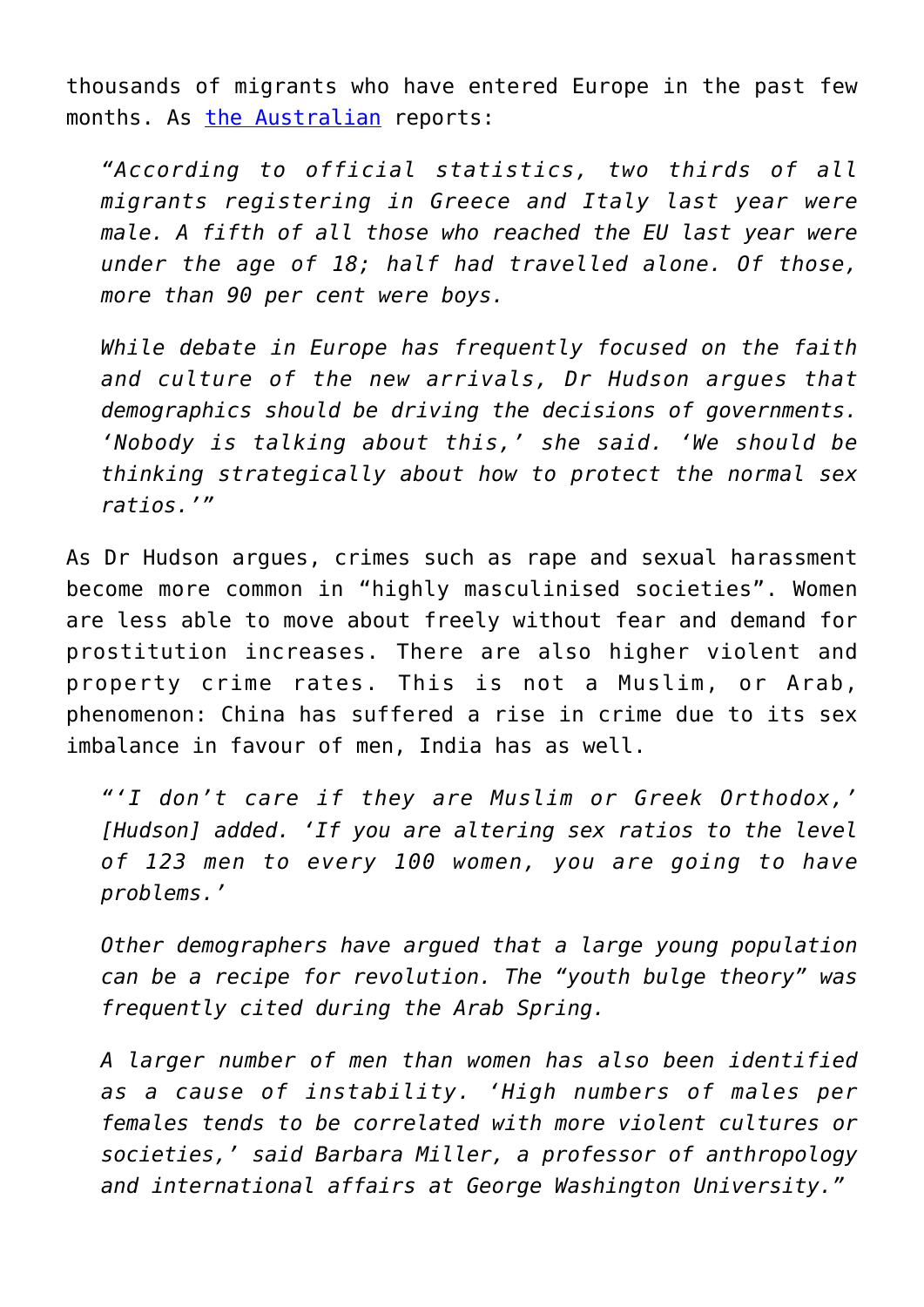thousands of migrants who have entered Europe in the past few months. As [the Australian] reports:

> *"According to official statistics, two thirds of all migrants registering in Greece and Italy last year were male. A fifth of all those who reached the EU last year were under the age of 18; half had travelled alone. Of those, more than 90 per cent were boys.*
>
> *While debate in Europe has frequently focused on the faith and culture of the new arrivals, Dr Hudson argues that demographics should be driving the decisions of governments. 'Nobody is talking about this,' she said. 'We should be thinking strategically about how to protect the normal sex ratios.'"*

As Dr Hudson argues, crimes such as rape and sexual harassment become more common in "highly masculinised societies". Women are less able to move about freely without fear and demand for prostitution increases. There are also higher violent and property crime rates. This is not a Muslim, or Arab, phenomenon: China has suffered a rise in crime due to its sex imbalance in favour of men, India has as well.

> *"'I don't care if they are Muslim or Greek Orthodox,' [Hudson] added. 'If you are altering sex ratios to the level of 123 men to every 100 women, you are going to have problems.'*
>
> *Other demographers have argued that a large young population can be a recipe for revolution. The "youth bulge theory" was frequently cited during the Arab Spring.*
>
> *A larger number of men than women has also been identified as a cause of instability. 'High numbers of males per females tends to be correlated with more violent cultures or societies,' said Barbara Miller, a professor of anthropology and international affairs at George Washington University."*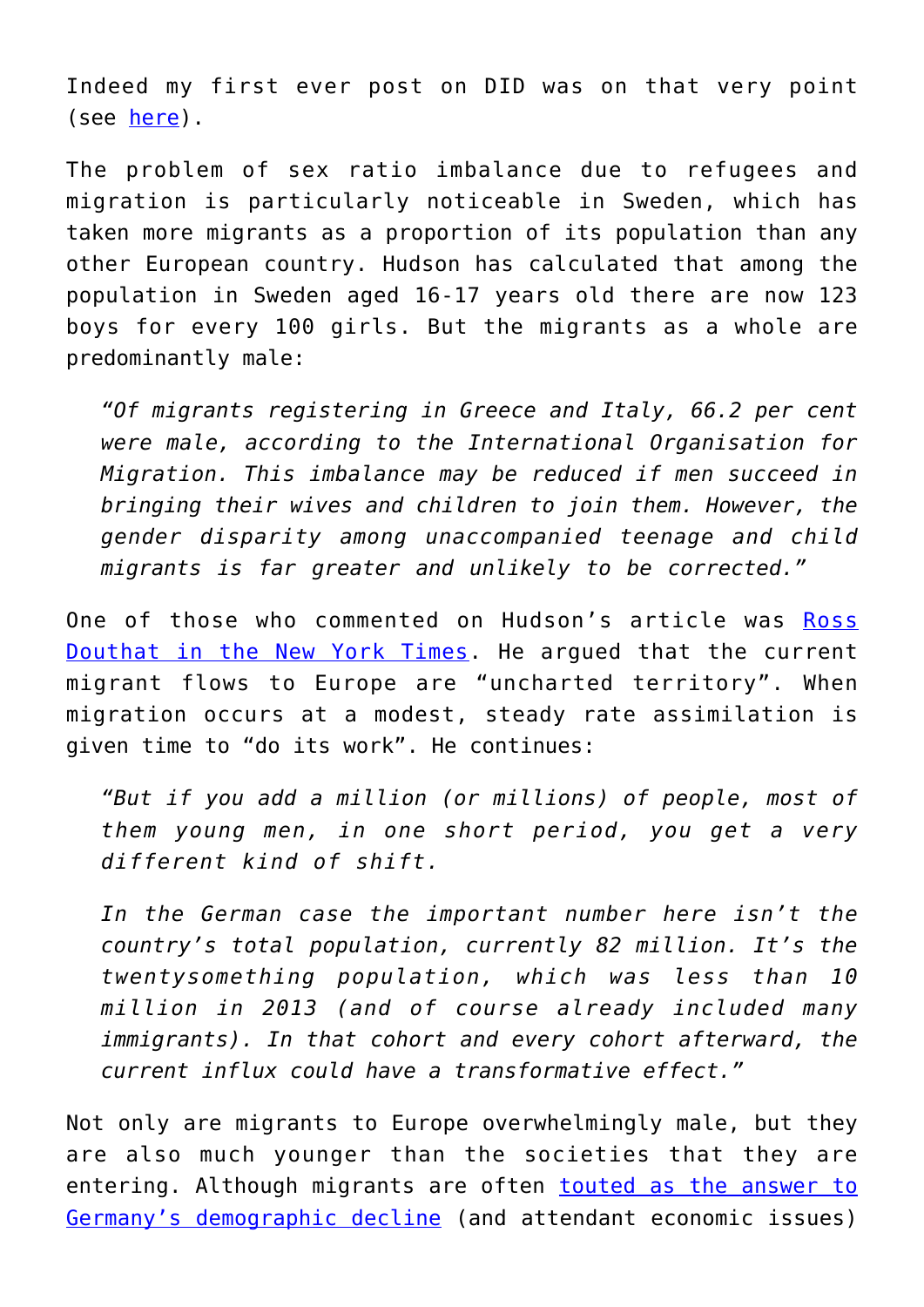Indeed my first ever post on DID was on that very point (see [here](#)).

The problem of sex ratio imbalance due to refugees and migration is particularly noticeable in Sweden, which has taken more migrants as a proportion of its population than any other European country. Hudson has calculated that among the population in Sweden aged 16-17 years old there are now 123 boys for every 100 girls. But the migrants as a whole are predominantly male:

> *"Of migrants registering in Greece and Italy, 66.2 per cent were male, according to the International Organisation for Migration. This imbalance may be reduced if men succeed in bringing their wives and children to join them. However, the gender disparity among unaccompanied teenage and child migrants is far greater and unlikely to be corrected."*

One of those who commented on Hudson's article was [Ross Douthat in the New York Times](#). He argued that the current migrant flows to Europe are "uncharted territory". When migration occurs at a modest, steady rate assimilation is given time to "do its work". He continues:

> *"But if you add a million (or millions) of people, most of them young men, in one short period, you get a very different kind of shift.*
>
> *In the German case the important number here isn't the country's total population, currently 82 million. It's the twentysomething population, which was less than 10 million in 2013 (and of course already included many immigrants). In that cohort and every cohort afterward, the current influx could have a transformative effect."*

Not only are migrants to Europe overwhelmingly male, but they are also much younger than the societies that they are entering. Although migrants are often [touted as the answer to Germany's demographic decline](#) (and attendant economic issues)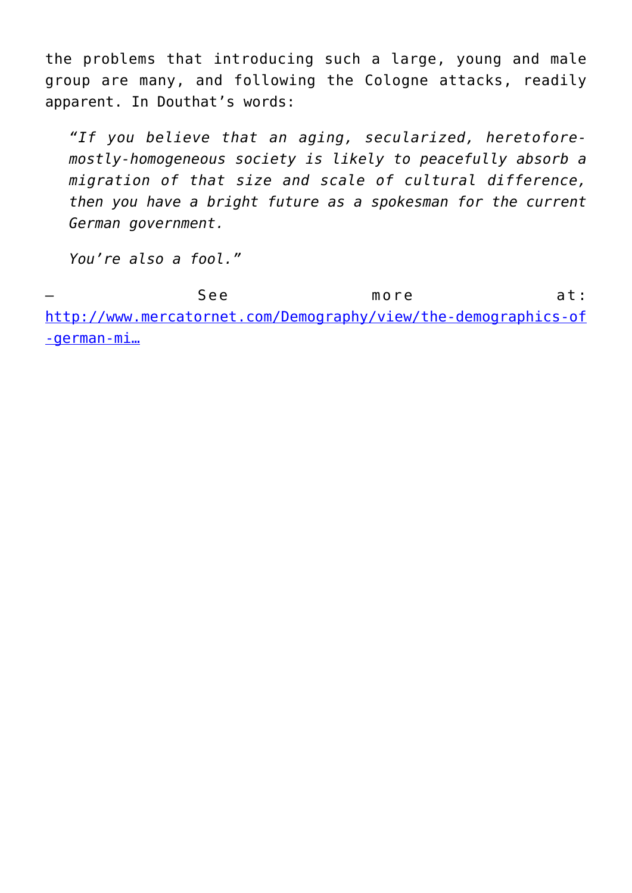the problems that introducing such a large, young and male group are many, and following the Cologne attacks, readily apparent. In Douthat's words:

> *"If you believe that an aging, secularized, heretofore-mostly-homogeneous society is likely to peacefully absorb a migration of that size and scale of cultural difference, then you have a bright future as a spokesman for the current German government.*
>
> *You're also a fool."*

– See more at: [http://www.mercatornet.com/Demography/view/the-demographics-of-german-mi…](http://www.mercatornet.com/Demography/view/the-demographics-of-german-mi…)